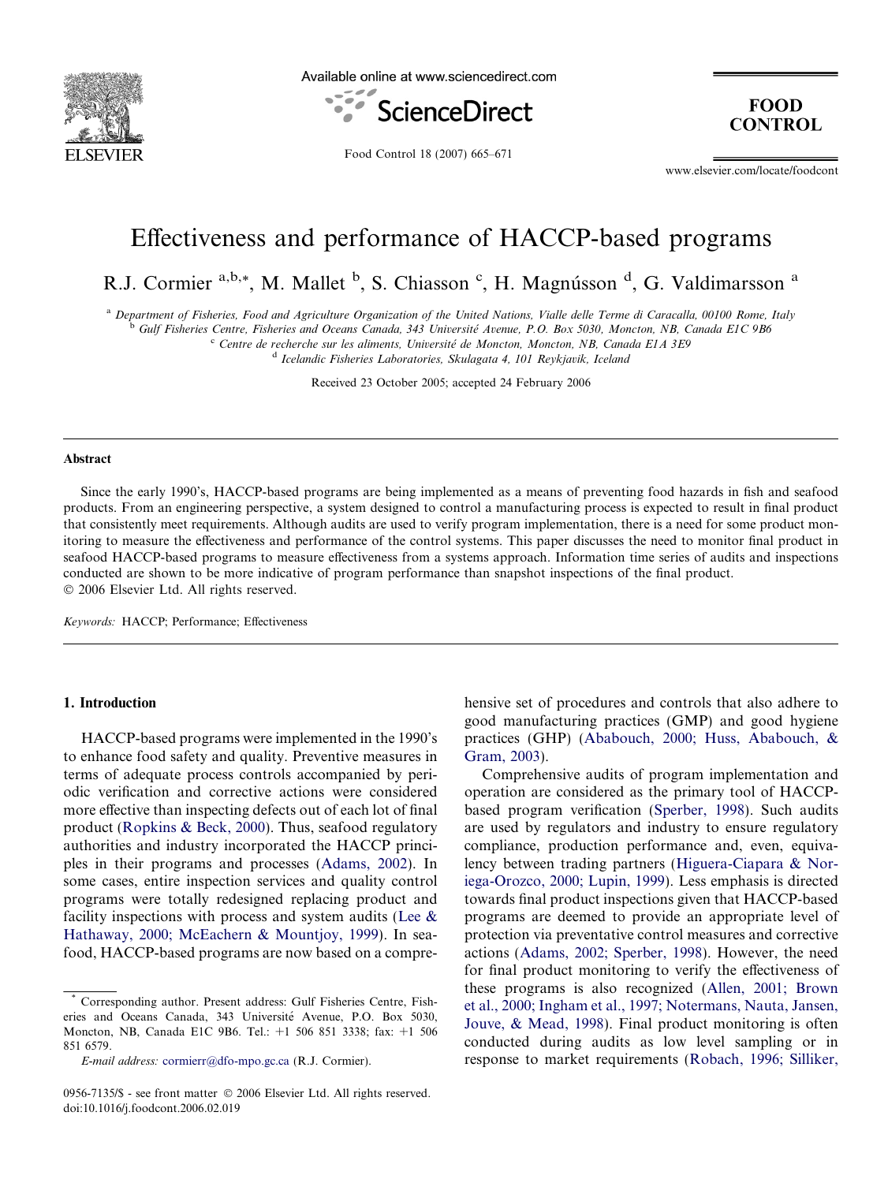# Effectiveness and performance of HACCP-based programs

R.J. Cormier [a,b,*], M. Mallet [b], S. Chiasson [c], H. Magnússon [d], G. Valdimarsson [a]

[a] Department of Fisheries, Food and Agriculture Organization of the United Nations, Vialle delle Terme di Caracalla, 00100 Rome, Italy
[b] Gulf Fisheries Centre, Fisheries and Oceans Canada, 343 Université Avenue, P.O. Box 5030, Moncton, NB, Canada E1C 9B6
[c] Centre de recherche sur les aliments, Université de Moncton, Moncton, NB, Canada E1A 3E9
[d] Icelandic Fisheries Laboratories, Skulagata 4, 101 Reykjavik, Iceland

Received 23 October 2005; accepted 24 February 2006

## Abstract

Since the early 1990's, HACCP-based programs are being implemented as a means of preventing food hazards in fish and seafood products. From an engineering perspective, a system designed to control a manufacturing process is expected to result in final product that consistently meet requirements. Although audits are used to verify program implementation, there is a need for some product monitoring to measure the effectiveness and performance of the control systems. This paper discusses the need to monitor final product in seafood HACCP-based programs to measure effectiveness from a systems approach. Information time series of audits and inspections conducted are shown to be more indicative of program performance than snapshot inspections of the final product.
© 2006 Elsevier Ltd. All rights reserved.

*Keywords:* HACCP; Performance; Effectiveness

## 1. Introduction

HACCP-based programs were implemented in the 1990's to enhance food safety and quality. Preventive measures in terms of adequate process controls accompanied by periodic verification and corrective actions were considered more effective than inspecting defects out of each lot of final product (Ropkins & Beck, 2000). Thus, seafood regulatory authorities and industry incorporated the HACCP principles in their programs and processes (Adams, 2002). In some cases, entire inspection services and quality control programs were totally redesigned replacing product and facility inspections with process and system audits (Lee & Hathaway, 2000; McEachern & Mountjoy, 1999). In seafood, HACCP-based programs are now based on a comprehensive set of procedures and controls that also adhere to good manufacturing practices (GMP) and good hygiene practices (GHP) (Ababouch, 2000; Huss, Ababouch, & Gram, 2003).

Comprehensive audits of program implementation and operation are considered as the primary tool of HACCP-based program verification (Sperber, 1998). Such audits are used by regulators and industry to ensure regulatory compliance, production performance and, even, equivalency between trading partners (Higuera-Ciapara & Noriega-Orozco, 2000; Lupin, 1999). Less emphasis is directed towards final product inspections given that HACCP-based programs are deemed to provide an appropriate level of protection via preventative control measures and corrective actions (Adams, 2002; Sperber, 1998). However, the need for final product monitoring to verify the effectiveness of these programs is also recognized (Allen, 2001; Brown et al., 2000; Ingham et al., 1997; Notermans, Nauta, Jansen, Jouve, & Mead, 1998). Final product monitoring is often conducted during audits as low level sampling or in response to market requirements (Robach, 1996; Silliker,

* Corresponding author. Present address: Gulf Fisheries Centre, Fisheries and Oceans Canada, 343 Université Avenue, P.O. Box 5030, Moncton, NB, Canada E1C 9B6. Tel.: +1 506 851 3338; fax: +1 506 851 6579.
*E-mail address:* cormierr@dfo-mpo.gc.ca (R.J. Cormier).

0956-7135/$ - see front matter © 2006 Elsevier Ltd. All rights reserved.
doi:10.1016/j.foodcont.2006.02.019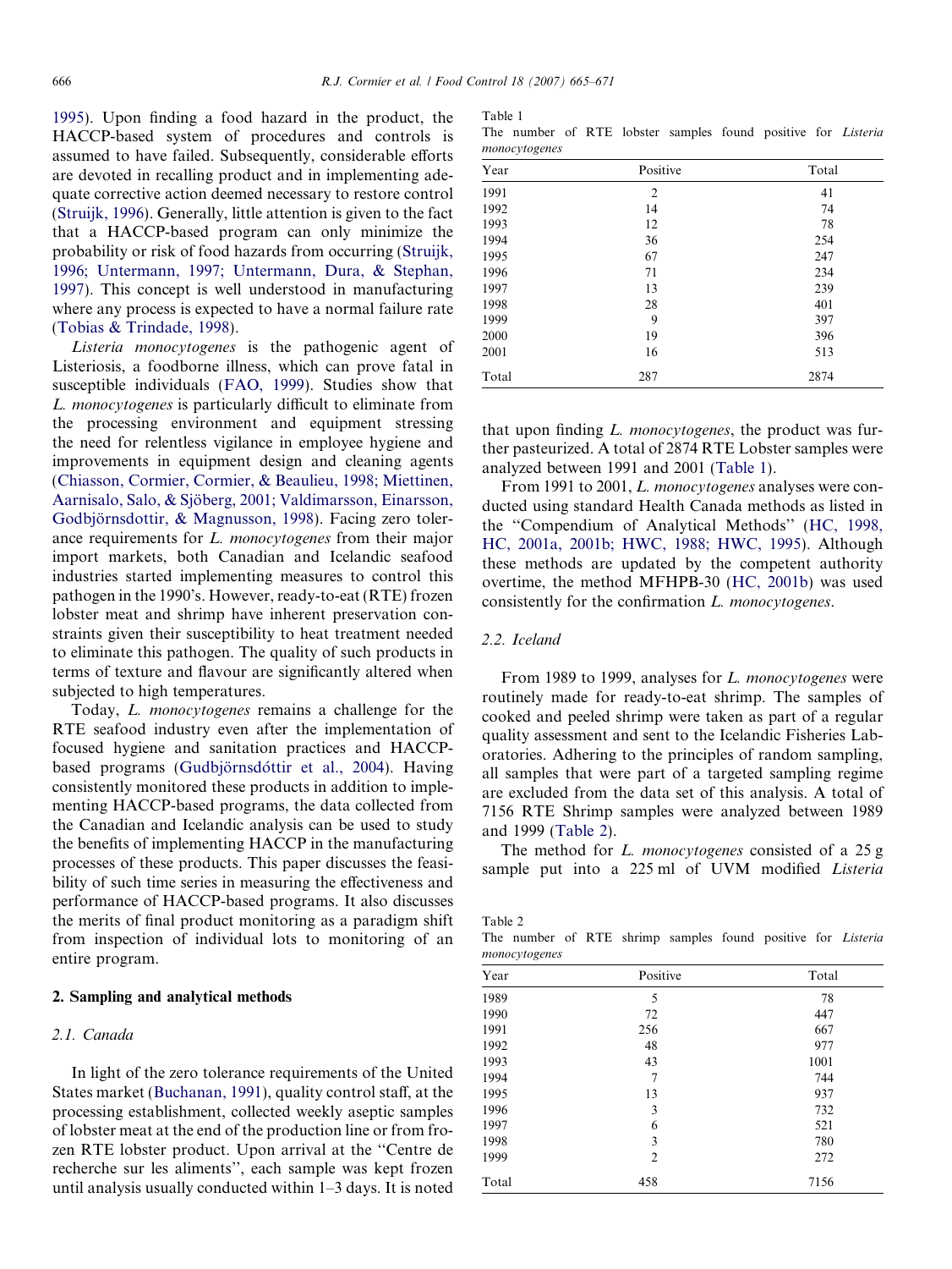1995). Upon finding a food hazard in the product, the HACCP-based system of procedures and controls is assumed to have failed. Subsequently, considerable efforts are devoted in recalling product and in implementing adequate corrective action deemed necessary to restore control (Struijk, 1996). Generally, little attention is given to the fact that a HACCP-based program can only minimize the probability or risk of food hazards from occurring (Struijk, 1996; Untermann, 1997; Untermann, Dura, & Stephan, 1997). This concept is well understood in manufacturing where any process is expected to have a normal failure rate (Tobias & Trindade, 1998).

*Listeria monocytogenes* is the pathogenic agent of Listeriosis, a foodborne illness, which can prove fatal in susceptible individuals (FAO, 1999). Studies show that *L. monocytogenes* is particularly difficult to eliminate from the processing environment and equipment stressing the need for relentless vigilance in employee hygiene and improvements in equipment design and cleaning agents (Chiasson, Cormier, Cormier, & Beaulieu, 1998; Miettinen, Aarnisalo, Salo, & Sjöberg, 2001; Valdimarsson, Einarsson, Godbjörnsdottir, & Magnusson, 1998). Facing zero tolerance requirements for *L. monocytogenes* from their major import markets, both Canadian and Icelandic seafood industries started implementing measures to control this pathogen in the 1990's. However, ready-to-eat (RTE) frozen lobster meat and shrimp have inherent preservation constraints given their susceptibility to heat treatment needed to eliminate this pathogen. The quality of such products in terms of texture and flavour are significantly altered when subjected to high temperatures.

Today, *L. monocytogenes* remains a challenge for the RTE seafood industry even after the implementation of focused hygiene and sanitation practices and HACCP-based programs (Gudbjörnsdóttir et al., 2004). Having consistently monitored these products in addition to implementing HACCP-based programs, the data collected from the Canadian and Icelandic analysis can be used to study the benefits of implementing HACCP in the manufacturing processes of these products. This paper discusses the feasibility of such time series in measuring the effectiveness and performance of HACCP-based programs. It also discusses the merits of final product monitoring as a paradigm shift from inspection of individual lots to monitoring of an entire program.

## 2. Sampling and analytical methods

### 2.1. Canada

In light of the zero tolerance requirements of the United States market (Buchanan, 1991), quality control staff, at the processing establishment, collected weekly aseptic samples of lobster meat at the end of the production line or from frozen RTE lobster product. Upon arrival at the ''Centre de recherche sur les aliments'', each sample was kept frozen until analysis usually conducted within 1–3 days. It is noted that upon finding *L. monocytogenes*, the product was further pasteurized. A total of 2874 RTE Lobster samples were analyzed between 1991 and 2001 (Table 1).

Table 1
The number of RTE lobster samples found positive for *Listeria monocytogenes*

| Year | Positive | Total |
|---|---|---|
| 1991 | 2 | 41 |
| 1992 | 14 | 74 |
| 1993 | 12 | 78 |
| 1994 | 36 | 254 |
| 1995 | 67 | 247 |
| 1996 | 71 | 234 |
| 1997 | 13 | 239 |
| 1998 | 28 | 401 |
| 1999 | 9 | 397 |
| 2000 | 19 | 396 |
| 2001 | 16 | 513 |
| Total | 287 | 2874 |

From 1991 to 2001, *L. monocytogenes* analyses were conducted using standard Health Canada methods as listed in the ''Compendium of Analytical Methods'' (HC, 1998, HC, 2001a, 2001b; HWC, 1988; HWC, 1995). Although these methods are updated by the competent authority overtime, the method MFHPB-30 (HC, 2001b) was used consistently for the confirmation *L. monocytogenes*.

### 2.2. Iceland

From 1989 to 1999, analyses for *L. monocytogenes* were routinely made for ready-to-eat shrimp. The samples of cooked and peeled shrimp were taken as part of a regular quality assessment and sent to the Icelandic Fisheries Laboratories. Adhering to the principles of random sampling, all samples that were part of a targeted sampling regime are excluded from the data set of this analysis. A total of 7156 RTE Shrimp samples were analyzed between 1989 and 1999 (Table 2).

Table 2
The number of RTE shrimp samples found positive for *Listeria monocytogenes*

| Year | Positive | Total |
|---|---|---|
| 1989 | 5 | 78 |
| 1990 | 72 | 447 |
| 1991 | 256 | 667 |
| 1992 | 48 | 977 |
| 1993 | 43 | 1001 |
| 1994 | 7 | 744 |
| 1995 | 13 | 937 |
| 1996 | 3 | 732 |
| 1997 | 6 | 521 |
| 1998 | 3 | 780 |
| 1999 | 2 | 272 |
| Total | 458 | 7156 |

The method for *L. monocytogenes* consisted of a 25 g sample put into a 225 ml of UVM modified *Listeria*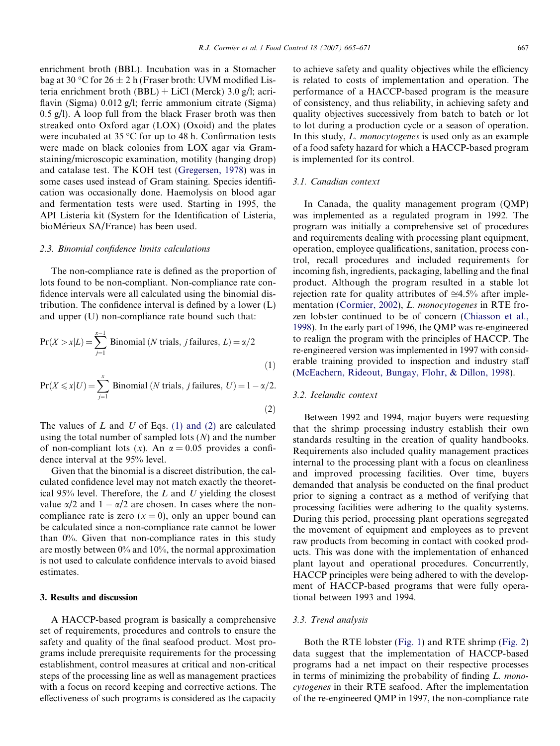enrichment broth (BBL). Incubation was in a Stomacher bag at 30 °C for 26 ± 2 h (Fraser broth: UVM modified Listeria enrichment broth (BBL) + LiCl (Merck) 3.0 g/l; acriflavin (Sigma) 0.012 g/l; ferric ammonium citrate (Sigma) 0.5 g/l). A loop full from the black Fraser broth was then streaked onto Oxford agar (LOX) (Oxoid) and the plates were incubated at 35 °C for up to 48 h. Confirmation tests were made on black colonies from LOX agar via Gram-staining/microscopic examination, motility (hanging drop) and catalase test. The KOH test (Gregersen, 1978) was in some cases used instead of Gram staining. Species identification was occasionally done. Haemolysis on blood agar and fermentation tests were used. Starting in 1995, the API Listeria kit (System for the Identification of Listeria, bioMérieux SA/France) has been used.

### 2.3. Binomial confidence limits calculations

The non-compliance rate is defined as the proportion of lots found to be non-compliant. Non-compliance rate confidence intervals were all calculated using the binomial distribution. The confidence interval is defined by a lower (L) and upper (U) non-compliance rate bound such that:

$$\Pr(X > x|L) = \sum_{j=1}^{x-1} \text{Binomial } (N \text{ trials}, j \text{ failures}, L) = \alpha/2 \tag{1}$$

$$\Pr(X \leqslant x|U) = \sum_{j=1}^{x} \text{Binomial } (N \text{ trials}, j \text{ failures}, U) = 1 - \alpha/2. \tag{2}$$

The values of $L$ and $U$ of Eqs. (1) and (2) are calculated using the total number of sampled lots ($N$) and the number of non-compliant lots ($x$). An $\alpha = 0.05$ provides a confidence interval at the 95% level.

Given that the binomial is a discreet distribution, the calculated confidence level may not match exactly the theoretical 95% level. Therefore, the $L$ and $U$ yielding the closest value $\alpha/2$ and $1 - \alpha/2$ are chosen. In cases where the non-compliance rate is zero ($x = 0$), only an upper bound can be calculated since a non-compliance rate cannot be lower than 0%. Given that non-compliance rates in this study are mostly between 0% and 10%, the normal approximation is not used to calculate confidence intervals to avoid biased estimates.

## 3. Results and discussion

A HACCP-based program is basically a comprehensive set of requirements, procedures and controls to ensure the safety and quality of the final seafood product. Most programs include prerequisite requirements for the processing establishment, control measures at critical and non-critical steps of the processing line as well as management practices with a focus on record keeping and corrective actions. The effectiveness of such programs is considered as the capacity to achieve safety and quality objectives while the efficiency is related to costs of implementation and operation. The performance of a HACCP-based program is the measure of consistency, and thus reliability, in achieving safety and quality objectives successively from batch to batch or lot to lot during a production cycle or a season of operation. In this study, *L. monocytogenes* is used only as an example of a food safety hazard for which a HACCP-based program is implemented for its control.

### 3.1. Canadian context

In Canada, the quality management program (QMP) was implemented as a regulated program in 1992. The program was initially a comprehensive set of procedures and requirements dealing with processing plant equipment, operation, employee qualifications, sanitation, process control, recall procedures and included requirements for incoming fish, ingredients, packaging, labelling and the final product. Although the program resulted in a stable lot rejection rate for quality attributes of ≅4.5% after implementation (Cormier, 2002), *L. monocytogenes* in RTE frozen lobster continued to be of concern (Chiasson et al., 1998). In the early part of 1996, the QMP was re-engineered to realign the program with the principles of HACCP. The re-engineered version was implemented in 1997 with considerable training provided to inspection and industry staff (McEachern, Rideout, Bungay, Flohr, & Dillon, 1998).

### 3.2. Icelandic context

Between 1992 and 1994, major buyers were requesting that the shrimp processing industry establish their own standards resulting in the creation of quality handbooks. Requirements also included quality management practices internal to the processing plant with a focus on cleanliness and improved processing facilities. Over time, buyers demanded that analysis be conducted on the final product prior to signing a contract as a method of verifying that processing facilities were adhering to the quality systems. During this period, processing plant operations segregated the movement of equipment and employees as to prevent raw products from becoming in contact with cooked products. This was done with the implementation of enhanced plant layout and operational procedures. Concurrently, HACCP principles were being adhered to with the development of HACCP-based programs that were fully operational between 1993 and 1994.

### 3.3. Trend analysis

Both the RTE lobster (Fig. 1) and RTE shrimp (Fig. 2) data suggest that the implementation of HACCP-based programs had a net impact on their respective processes in terms of minimizing the probability of finding *L. monocytogenes* in their RTE seafood. After the implementation of the re-engineered QMP in 1997, the non-compliance rate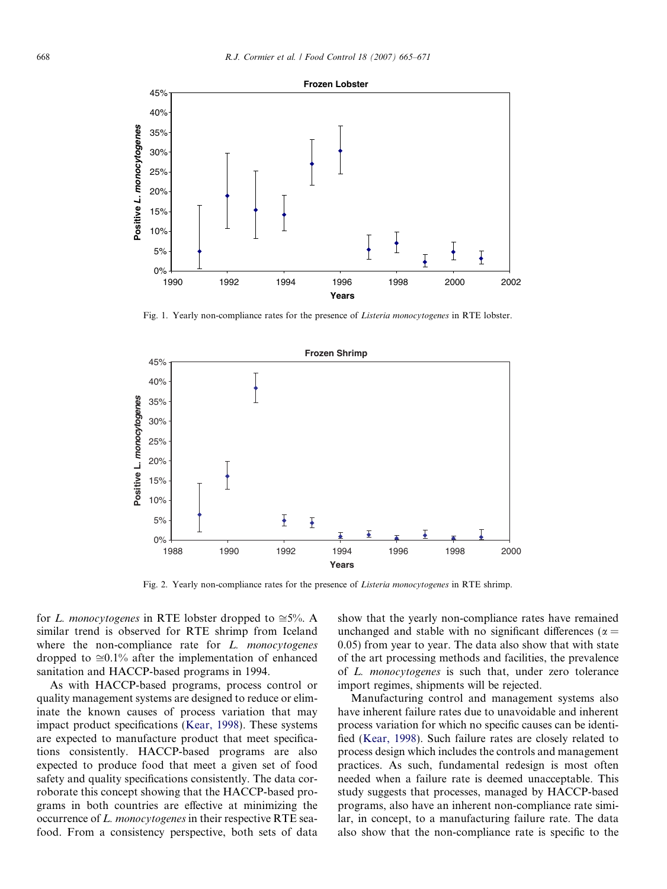Fig. 1. Yearly non-compliance rates for the presence of *Listeria monocytogenes* in RTE lobster.

Fig. 2. Yearly non-compliance rates for the presence of *Listeria monocytogenes* in RTE shrimp.

for *L. monocytogenes* in RTE lobster dropped to ≅5%. A similar trend is observed for RTE shrimp from Iceland where the non-compliance rate for *L. monocytogenes* dropped to ≅0.1% after the implementation of enhanced sanitation and HACCP-based programs in 1994.

As with HACCP-based programs, process control or quality management systems are designed to reduce or eliminate the known causes of process variation that may impact product specifications (Kear, 1998). These systems are expected to manufacture product that meet specifications consistently. HACCP-based programs are also expected to produce food that meet a given set of food safety and quality specifications consistently. The data corroborate this concept showing that the HACCP-based programs in both countries are effective at minimizing the occurrence of *L. monocytogenes* in their respective RTE seafood. From a consistency perspective, both sets of data show that the yearly non-compliance rates have remained unchanged and stable with no significant differences ($\alpha = 0.05$) from year to year. The data also show that with state of the art processing methods and facilities, the prevalence of *L. monocytogenes* is such that, under zero tolerance import regimes, shipments will be rejected.

Manufacturing control and management systems also have inherent failure rates due to unavoidable and inherent process variation for which no specific causes can be identified (Kear, 1998). Such failure rates are closely related to process design which includes the controls and management practices. As such, fundamental redesign is most often needed when a failure rate is deemed unacceptable. This study suggests that processes, managed by HACCP-based programs, also have an inherent non-compliance rate similar, in concept, to a manufacturing failure rate. The data also show that the non-compliance rate is specific to the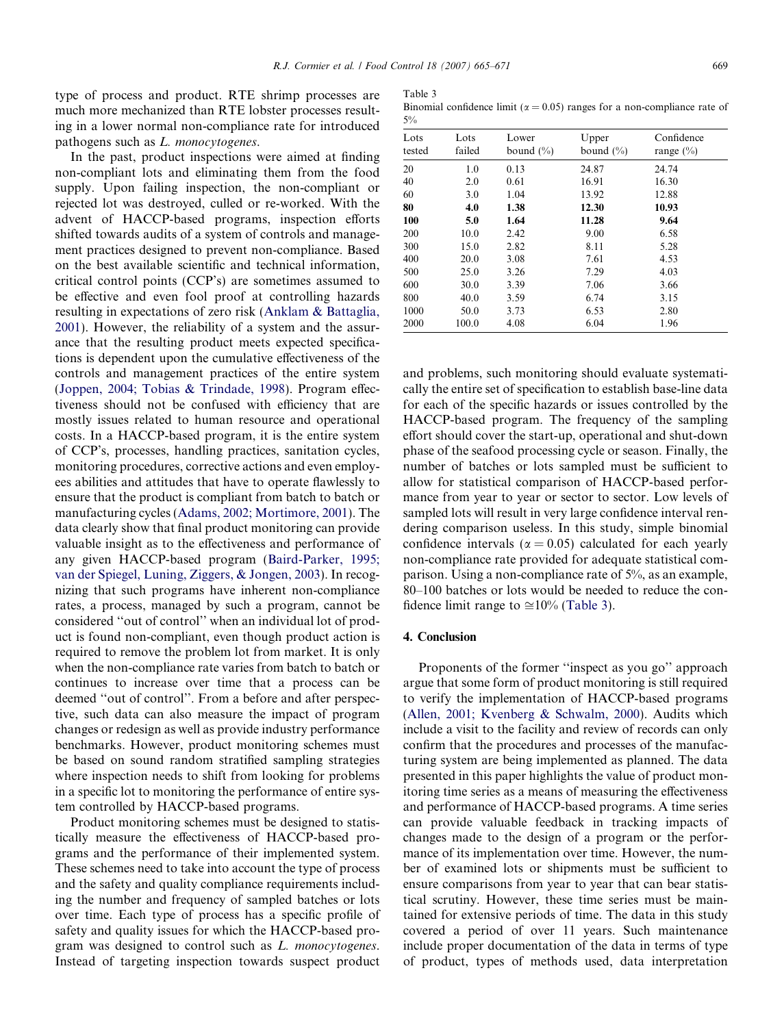type of process and product. RTE shrimp processes are much more mechanized than RTE lobster processes resulting in a lower normal non-compliance rate for introduced pathogens such as *L. monocytogenes*.

In the past, product inspections were aimed at finding non-compliant lots and eliminating them from the food supply. Upon failing inspection, the non-compliant or rejected lot was destroyed, culled or re-worked. With the advent of HACCP-based programs, inspection efforts shifted towards audits of a system of controls and management practices designed to prevent non-compliance. Based on the best available scientific and technical information, critical control points (CCP's) are sometimes assumed to be effective and even fool proof at controlling hazards resulting in expectations of zero risk (Anklam & Battaglia, 2001). However, the reliability of a system and the assurance that the resulting product meets expected specifications is dependent upon the cumulative effectiveness of the controls and management practices of the entire system (Joppen, 2004; Tobias & Trindade, 1998). Program effectiveness should not be confused with efficiency that are mostly issues related to human resource and operational costs. In a HACCP-based program, it is the entire system of CCP's, processes, handling practices, sanitation cycles, monitoring procedures, corrective actions and even employees abilities and attitudes that have to operate flawlessly to ensure that the product is compliant from batch to batch or manufacturing cycles (Adams, 2002; Mortimore, 2001). The data clearly show that final product monitoring can provide valuable insight as to the effectiveness and performance of any given HACCP-based program (Baird-Parker, 1995; van der Spiegel, Luning, Ziggers, & Jongen, 2003). In recognizing that such programs have inherent non-compliance rates, a process, managed by such a program, cannot be considered ''out of control'' when an individual lot of product is found non-compliant, even though product action is required to remove the problem lot from market. It is only when the non-compliance rate varies from batch to batch or continues to increase over time that a process can be deemed ''out of control''. From a before and after perspective, such data can also measure the impact of program changes or redesign as well as provide industry performance benchmarks. However, product monitoring schemes must be based on sound random stratified sampling strategies where inspection needs to shift from looking for problems in a specific lot to monitoring the performance of entire system controlled by HACCP-based programs.

Product monitoring schemes must be designed to statistically measure the effectiveness of HACCP-based programs and the performance of their implemented system. These schemes need to take into account the type of process and the safety and quality compliance requirements including the number and frequency of sampled batches or lots over time. Each type of process has a specific profile of safety and quality issues for which the HACCP-based program was designed to control such as *L. monocytogenes*. Instead of targeting inspection towards suspect product and problems, such monitoring should evaluate systematically the entire set of specification to establish base-line data for each of the specific hazards or issues controlled by the HACCP-based program. The frequency of the sampling effort should cover the start-up, operational and shut-down phase of the seafood processing cycle or season. Finally, the number of batches or lots sampled must be sufficient to allow for statistical comparison of HACCP-based performance from year to year or sector to sector. Low levels of sampled lots will result in very large confidence interval rendering comparison useless. In this study, simple binomial confidence intervals ($\alpha = 0.05$) calculated for each yearly non-compliance rate provided for adequate statistical comparison. Using a non-compliance rate of 5%, as an example, 80–100 batches or lots would be needed to reduce the confidence limit range to $\cong$10% (Table 3).

Table 3
Binomial confidence limit ($\alpha = 0.05$) ranges for a non-compliance rate of 5%

| Lots tested | Lots failed | Lower bound (%) | Upper bound (%) | Confidence range (%) |
|---|---|---|---|---|
| 20 | 1.0 | 0.13 | 24.87 | 24.74 |
| 40 | 2.0 | 0.61 | 16.91 | 16.30 |
| 60 | 3.0 | 1.04 | 13.92 | 12.88 |
| **80** | **4.0** | **1.38** | **12.30** | **10.93** |
| **100** | **5.0** | **1.64** | **11.28** | **9.64** |
| 200 | 10.0 | 2.42 | 9.00 | 6.58 |
| 300 | 15.0 | 2.82 | 8.11 | 5.28 |
| 400 | 20.0 | 3.08 | 7.61 | 4.53 |
| 500 | 25.0 | 3.26 | 7.29 | 4.03 |
| 600 | 30.0 | 3.39 | 7.06 | 3.66 |
| 800 | 40.0 | 3.59 | 6.74 | 3.15 |
| 1000 | 50.0 | 3.73 | 6.53 | 2.80 |
| 2000 | 100.0 | 4.08 | 6.04 | 1.96 |

## 4. Conclusion

Proponents of the former ''inspect as you go'' approach argue that some form of product monitoring is still required to verify the implementation of HACCP-based programs (Allen, 2001; Kvenberg & Schwalm, 2000). Audits which include a visit to the facility and review of records can only confirm that the procedures and processes of the manufacturing system are being implemented as planned. The data presented in this paper highlights the value of product monitoring time series as a means of measuring the effectiveness and performance of HACCP-based programs. A time series can provide valuable feedback in tracking impacts of changes made to the design of a program or the performance of its implementation over time. However, the number of examined lots or shipments must be sufficient to ensure comparisons from year to year that can bear statistical scrutiny. However, these time series must be maintained for extensive periods of time. The data in this study covered a period of over 11 years. Such maintenance include proper documentation of the data in terms of type of product, types of methods used, data interpretation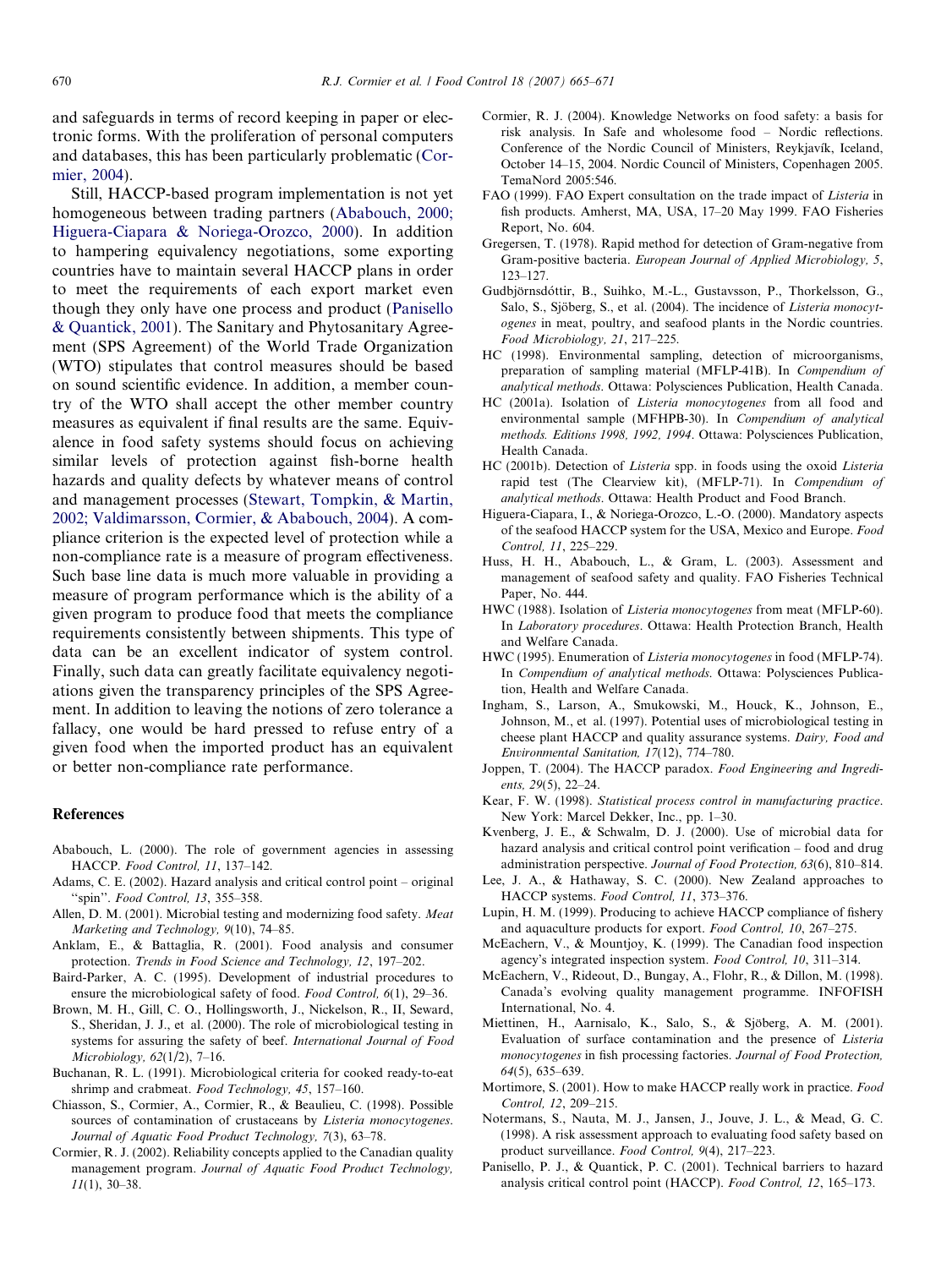and safeguards in terms of record keeping in paper or electronic forms. With the proliferation of personal computers and databases, this has been particularly problematic (Cormier, 2004).

Still, HACCP-based program implementation is not yet homogeneous between trading partners (Ababouch, 2000; Higuera-Ciapara & Noriega-Orozco, 2000). In addition to hampering equivalency negotiations, some exporting countries have to maintain several HACCP plans in order to meet the requirements of each export market even though they only have one process and product (Panisello & Quantick, 2001). The Sanitary and Phytosanitary Agreement (SPS Agreement) of the World Trade Organization (WTO) stipulates that control measures should be based on sound scientific evidence. In addition, a member country of the WTO shall accept the other member country measures as equivalent if final results are the same. Equivalence in food safety systems should focus on achieving similar levels of protection against fish-borne health hazards and quality defects by whatever means of control and management processes (Stewart, Tompkin, & Martin, 2002; Valdimarsson, Cormier, & Ababouch, 2004). A compliance criterion is the expected level of protection while a non-compliance rate is a measure of program effectiveness. Such base line data is much more valuable in providing a measure of program performance which is the ability of a given program to produce food that meets the compliance requirements consistently between shipments. This type of data can be an excellent indicator of system control. Finally, such data can greatly facilitate equivalency negotiations given the transparency principles of the SPS Agreement. In addition to leaving the notions of zero tolerance a fallacy, one would be hard pressed to refuse entry of a given food when the imported product has an equivalent or better non-compliance rate performance.

## References

Ababouch, L. (2000). The role of government agencies in assessing HACCP. *Food Control, 11*, 137–142.

Adams, C. E. (2002). Hazard analysis and critical control point – original "spin". *Food Control, 13*, 355–358.

Allen, D. M. (2001). Microbial testing and modernizing food safety. *Meat Marketing and Technology, 9*(10), 74–85.

Anklam, E., & Battaglia, R. (2001). Food analysis and consumer protection. *Trends in Food Science and Technology, 12*, 197–202.

Baird-Parker, A. C. (1995). Development of industrial procedures to ensure the microbiological safety of food. *Food Control, 6*(1), 29–36.

Brown, M. H., Gill, C. O., Hollingsworth, J., Nickelson, R., II, Seward, S., Sheridan, J. J., et al. (2000). The role of microbiological testing in systems for assuring the safety of beef. *International Journal of Food Microbiology, 62*(1/2), 7–16.

Buchanan, R. L. (1991). Microbiological criteria for cooked ready-to-eat shrimp and crabmeat. *Food Technology, 45*, 157–160.

Chiasson, S., Cormier, A., Cormier, R., & Beaulieu, C. (1998). Possible sources of contamination of crustaceans by *Listeria monocytogenes*. *Journal of Aquatic Food Product Technology, 7*(3), 63–78.

Cormier, R. J. (2002). Reliability concepts applied to the Canadian quality management program. *Journal of Aquatic Food Product Technology, 11*(1), 30–38.

Cormier, R. J. (2004). Knowledge Networks on food safety: a basis for risk analysis. In Safe and wholesome food – Nordic reflections. Conference of the Nordic Council of Ministers, Reykjavík, Iceland, October 14–15, 2004. Nordic Council of Ministers, Copenhagen 2005. TemaNord 2005:546.

FAO (1999). FAO Expert consultation on the trade impact of *Listeria* in fish products. Amherst, MA, USA, 17–20 May 1999. FAO Fisheries Report, No. 604.

Gregersen, T. (1978). Rapid method for detection of Gram-negative from Gram-positive bacteria. *European Journal of Applied Microbiology, 5*, 123–127.

Gudbjörnsdóttir, B., Suihko, M.-L., Gustavsson, P., Thorkelsson, G., Salo, S., Sjöberg, S., et al. (2004). The incidence of *Listeria monocytogenes* in meat, poultry, and seafood plants in the Nordic countries. *Food Microbiology, 21*, 217–225.

HC (1998). Environmental sampling, detection of microorganisms, preparation of sampling material (MFLP-41B). In *Compendium of analytical methods*. Ottawa: Polysciences Publication, Health Canada.

HC (2001a). Isolation of *Listeria monocytogenes* from all food and environmental sample (MFHPB-30). In *Compendium of analytical methods. Editions 1998, 1992, 1994*. Ottawa: Polysciences Publication, Health Canada.

HC (2001b). Detection of *Listeria* spp. in foods using the oxoid *Listeria* rapid test (The Clearview kit), (MFLP-71). In *Compendium of analytical methods*. Ottawa: Health Product and Food Branch.

Higuera-Ciapara, I., & Noriega-Orozco, L.-O. (2000). Mandatory aspects of the seafood HACCP system for the USA, Mexico and Europe. *Food Control, 11*, 225–229.

Huss, H. H., Ababouch, L., & Gram, L. (2003). Assessment and management of seafood safety and quality. FAO Fisheries Technical Paper, No. 444.

HWC (1988). Isolation of *Listeria monocytogenes* from meat (MFLP-60). In *Laboratory procedures*. Ottawa: Health Protection Branch, Health and Welfare Canada.

HWC (1995). Enumeration of *Listeria monocytogenes* in food (MFLP-74). In *Compendium of analytical methods*. Ottawa: Polysciences Publication, Health and Welfare Canada.

Ingham, S., Larson, A., Smukowski, M., Houck, K., Johnson, E., Johnson, M., et al. (1997). Potential uses of microbiological testing in cheese plant HACCP and quality assurance systems. *Dairy, Food and Environmental Sanitation, 17*(12), 774–780.

Joppen, T. (2004). The HACCP paradox. *Food Engineering and Ingredients, 29*(5), 22–24.

Kear, F. W. (1998). *Statistical process control in manufacturing practice*. New York: Marcel Dekker, Inc., pp. 1–30.

Kvenberg, J. E., & Schwalm, D. J. (2000). Use of microbial data for hazard analysis and critical control point verification – food and drug administration perspective. *Journal of Food Protection, 63*(6), 810–814.

Lee, J. A., & Hathaway, S. C. (2000). New Zealand approaches to HACCP systems. *Food Control, 11*, 373–376.

Lupin, H. M. (1999). Producing to achieve HACCP compliance of fishery and aquaculture products for export. *Food Control, 10*, 267–275.

McEachern, V., & Mountjoy, K. (1999). The Canadian food inspection agency's integrated inspection system. *Food Control, 10*, 311–314.

McEachern, V., Rideout, D., Bungay, A., Flohr, R., & Dillon, M. (1998). Canada's evolving quality management programme. INFOFISH International, No. 4.

Miettinen, H., Aarnisalo, K., Salo, S., & Sjöberg, A. M. (2001). Evaluation of surface contamination and the presence of *Listeria monocytogenes* in fish processing factories. *Journal of Food Protection, 64*(5), 635–639.

Mortimore, S. (2001). How to make HACCP really work in practice. *Food Control, 12*, 209–215.

Notermans, S., Nauta, M. J., Jansen, J., Jouve, J. L., & Mead, G. C. (1998). A risk assessment approach to evaluating food safety based on product surveillance. *Food Control, 9*(4), 217–223.

Panisello, P. J., & Quantick, P. C. (2001). Technical barriers to hazard analysis critical control point (HACCP). *Food Control, 12*, 165–173.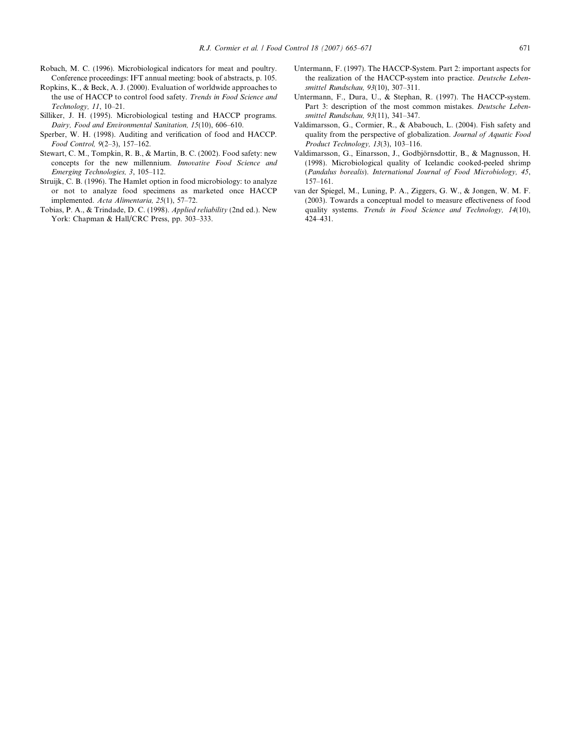Robach, M. C. (1996). Microbiological indicators for meat and poultry. Conference proceedings: IFT annual meeting: book of abstracts, p. 105.

Ropkins, K., & Beck, A. J. (2000). Evaluation of worldwide approaches to the use of HACCP to control food safety. *Trends in Food Science and Technology, 11*, 10–21.

Silliker, J. H. (1995). Microbiological testing and HACCP programs. *Dairy, Food and Environmental Sanitation, 15*(10), 606–610.

Sperber, W. H. (1998). Auditing and verification of food and HACCP. *Food Control, 9*(2–3), 157–162.

Stewart, C. M., Tompkin, R. B., & Martin, B. C. (2002). Food safety: new concepts for the new millennium. *Innovative Food Science and Emerging Technologies, 3*, 105–112.

Struijk, C. B. (1996). The Hamlet option in food microbiology: to analyze or not to analyze food specimens as marketed once HACCP implemented. *Acta Alimentaria, 25*(1), 57–72.

Tobias, P. A., & Trindade, D. C. (1998). *Applied reliability* (2nd ed.). New York: Chapman & Hall/CRC Press, pp. 303–333.

Untermann, F. (1997). The HACCP-System. Part 2: important aspects for the realization of the HACCP-system into practice. *Deutsche Lebensmittel Rundschau, 93*(10), 307–311.

Untermann, F., Dura, U., & Stephan, R. (1997). The HACCP-system. Part 3: description of the most common mistakes. *Deutsche Lebensmittel Rundschau, 93*(11), 341–347.

Valdimarsson, G., Cormier, R., & Ababouch, L. (2004). Fish safety and quality from the perspective of globalization. *Journal of Aquatic Food Product Technology, 13*(3), 103–116.

Valdimarsson, G., Einarsson, J., Godbjörnsdottir, B., & Magnusson, H. (1998). Microbiological quality of Icelandic cooked-peeled shrimp (*Pandalus borealis*). *International Journal of Food Microbiology, 45*, 157–161.

van der Spiegel, M., Luning, P. A., Ziggers, G. W., & Jongen, W. M. F. (2003). Towards a conceptual model to measure effectiveness of food quality systems. *Trends in Food Science and Technology, 14*(10), 424–431.